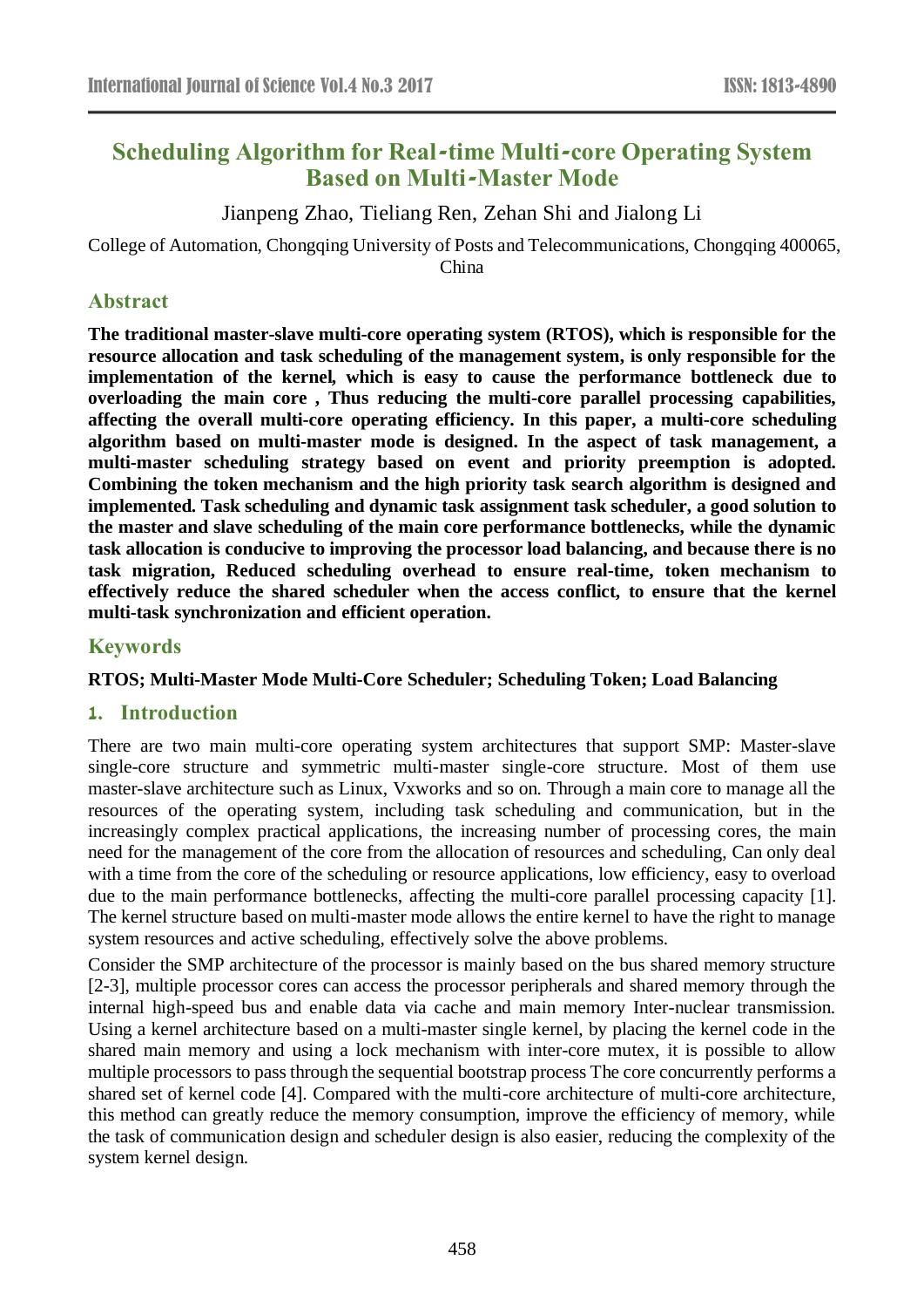# Scheduling Algorithm for Real-time Multi-core Operating System Based on Multi-Master Mode

Jianpeng Zhao, Tieliang Ren, Zehan Shi and Jialong Li

College of Automation, Chongqing University of Posts and Telecommunications, Chongqing 400065, China

## Abstract

**The traditional master-slave multi-core operating system (RTOS), which is responsible for the resource allocation and task scheduling of the management system, is only responsible for the implementation of the kernel, which is easy to cause the performance bottleneck due to overloading the main core , Thus reducing the multi-core parallel processing capabilities, affecting the overall multi-core operating efficiency. In this paper, a multi-core scheduling algorithm based on multi-master mode is designed. In the aspect of task management, a multi-master scheduling strategy based on event and priority preemption is adopted. Combining the token mechanism and the high priority task search algorithm is designed and implemented. Task scheduling and dynamic task assignment task scheduler, a good solution to the master and slave scheduling of the main core performance bottlenecks, while the dynamic task allocation is conducive to improving the processor load balancing, and because there is no task migration, Reduced scheduling overhead to ensure real-time, token mechanism to effectively reduce the shared scheduler when the access conflict, to ensure that the kernel multi-task synchronization and efficient operation.**

## Keywords

**RTOS; Multi-Master Mode Multi-Core Scheduler; Scheduling Token; Load Balancing**

## 1. Introduction

There are two main multi-core operating system architectures that support SMP: Master-slave single-core structure and symmetric multi-master single-core structure. Most of them use master-slave architecture such as Linux, Vxworks and so on. Through a main core to manage all the resources of the operating system, including task scheduling and communication, but in the increasingly complex practical applications, the increasing number of processing cores, the main need for the management of the core from the allocation of resources and scheduling, Can only deal with a time from the core of the scheduling or resource applications, low efficiency, easy to overload due to the main performance bottlenecks, affecting the multi-core parallel processing capacity [1]. The kernel structure based on multi-master mode allows the entire kernel to have the right to manage system resources and active scheduling, effectively solve the above problems.

Consider the SMP architecture of the processor is mainly based on the bus shared memory structure [2-3], multiple processor cores can access the processor peripherals and shared memory through the internal high-speed bus and enable data via cache and main memory Inter-nuclear transmission. Using a kernel architecture based on a multi-master single kernel, by placing the kernel code in the shared main memory and using a lock mechanism with inter-core mutex, it is possible to allow multiple processors to pass through the sequential bootstrap process The core concurrently performs a shared set of kernel code [4]. Compared with the multi-core architecture of multi-core architecture, this method can greatly reduce the memory consumption, improve the efficiency of memory, while the task of communication design and scheduler design is also easier, reducing the complexity of the system kernel design.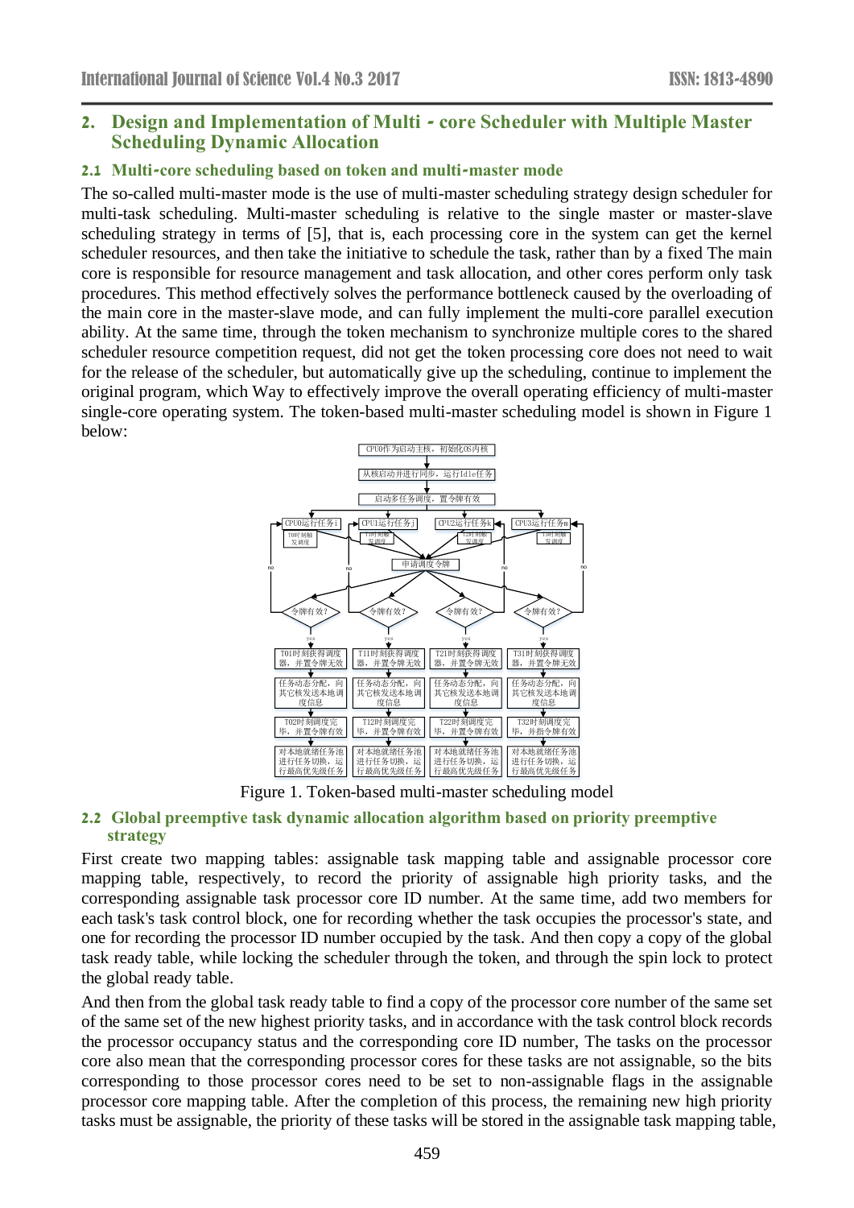## 2. Design and Implementation of Multi - core Scheduler with Multiple Master Scheduling Dynamic Allocation

### 2.1 Multi-core scheduling based on token and multi-master mode

The so-called multi-master mode is the use of multi-master scheduling strategy design scheduler for multi-task scheduling. Multi-master scheduling is relative to the single master or master-slave scheduling strategy in terms of [5], that is, each processing core in the system can get the kernel scheduler resources, and then take the initiative to schedule the task, rather than by a fixed The main core is responsible for resource management and task allocation, and other cores perform only task procedures. This method effectively solves the performance bottleneck caused by the overloading of the main core in the master-slave mode, and can fully implement the multi-core parallel execution ability. At the same time, through the token mechanism to synchronize multiple cores to the shared scheduler resource competition request, did not get the token processing core does not need to wait for the release of the scheduler, but automatically give up the scheduling, continue to implement the original program, which Way to effectively improve the overall operating efficiency of multi-master single-core operating system. The token-based multi-master scheduling model is shown in Figure 1 below:

Figure 1. Token-based multi-master scheduling model

### 2.2 Global preemptive task dynamic allocation algorithm based on priority preemptive strategy

First create two mapping tables: assignable task mapping table and assignable processor core mapping table, respectively, to record the priority of assignable high priority tasks, and the corresponding assignable task processor core ID number. At the same time, add two members for each task's task control block, one for recording whether the task occupies the processor's state, and one for recording the processor ID number occupied by the task. And then copy a copy of the global task ready table, while locking the scheduler through the token, and through the spin lock to protect the global ready table.

And then from the global task ready table to find a copy of the processor core number of the same set of the same set of the new highest priority tasks, and in accordance with the task control block records the processor occupancy status and the corresponding core ID number, The tasks on the processor core also mean that the corresponding processor cores for these tasks are not assignable, so the bits corresponding to those processor cores need to be set to non-assignable flags in the assignable processor core mapping table. After the completion of this process, the remaining new high priority tasks must be assignable, the priority of these tasks will be stored in the assignable task mapping table,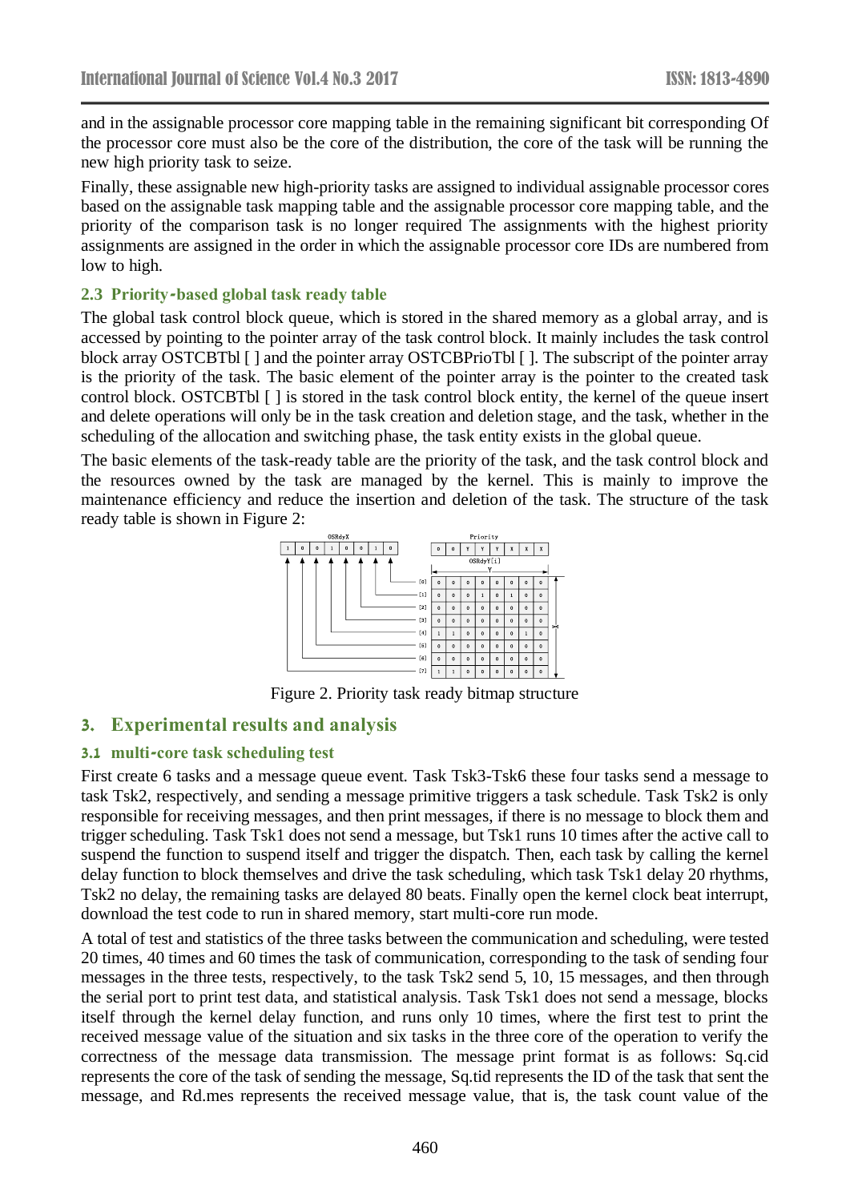and in the assignable processor core mapping table in the remaining significant bit corresponding Of the processor core must also be the core of the distribution, the core of the task will be running the new high priority task to seize.

Finally, these assignable new high-priority tasks are assigned to individual assignable processor cores based on the assignable task mapping table and the assignable processor core mapping table, and the priority of the comparison task is no longer required The assignments with the highest priority assignments are assigned in the order in which the assignable processor core IDs are numbered from low to high.

### 2.3 Priority-based global task ready table

The global task control block queue, which is stored in the shared memory as a global array, and is accessed by pointing to the pointer array of the task control block. It mainly includes the task control block array OSTCBTbl [ ] and the pointer array OSTCBPrioTbl [ ]. The subscript of the pointer array is the priority of the task. The basic element of the pointer array is the pointer to the created task control block. OSTCBTbl [ ] is stored in the task control block entity, the kernel of the queue insert and delete operations will only be in the task creation and deletion stage, and the task, whether in the scheduling of the allocation and switching phase, the task entity exists in the global queue.

The basic elements of the task-ready table are the priority of the task, and the task control block and the resources owned by the task are managed by the kernel. This is mainly to improve the maintenance efficiency and reduce the insertion and deletion of the task. The structure of the task ready table is shown in Figure 2:

Figure 2. Priority task ready bitmap structure

## 3. Experimental results and analysis

### 3.1 multi-core task scheduling test

First create 6 tasks and a message queue event. Task Tsk3-Tsk6 these four tasks send a message to task Tsk2, respectively, and sending a message primitive triggers a task schedule. Task Tsk2 is only responsible for receiving messages, and then print messages, if there is no message to block them and trigger scheduling. Task Tsk1 does not send a message, but Tsk1 runs 10 times after the active call to suspend the function to suspend itself and trigger the dispatch. Then, each task by calling the kernel delay function to block themselves and drive the task scheduling, which task Tsk1 delay 20 rhythms, Tsk2 no delay, the remaining tasks are delayed 80 beats. Finally open the kernel clock beat interrupt, download the test code to run in shared memory, start multi-core run mode.

A total of test and statistics of the three tasks between the communication and scheduling, were tested 20 times, 40 times and 60 times the task of communication, corresponding to the task of sending four messages in the three tests, respectively, to the task Tsk2 send 5, 10, 15 messages, and then through the serial port to print test data, and statistical analysis. Task Tsk1 does not send a message, blocks itself through the kernel delay function, and runs only 10 times, where the first test to print the received message value of the situation and six tasks in the three core of the operation to verify the correctness of the message data transmission. The message print format is as follows: Sq.cid represents the core of the task of sending the message, Sq.tid represents the ID of the task that sent the message, and Rd.mes represents the received message value, that is, the task count value of the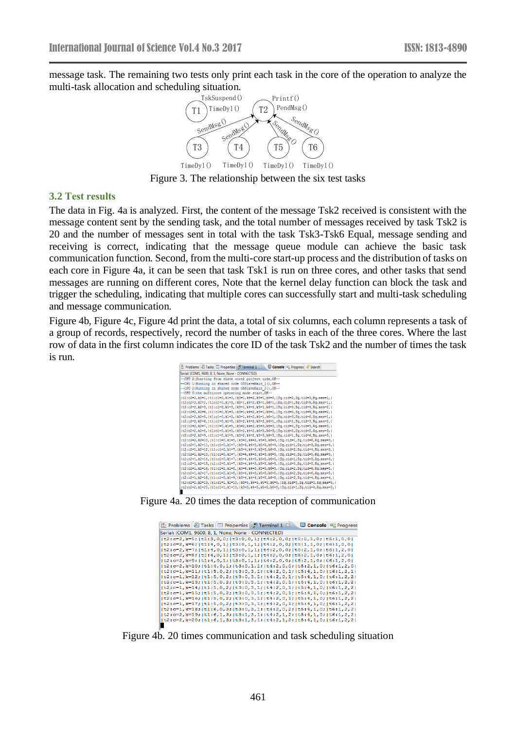message task. The remaining two tests only print each task in the core of the operation to analyze the multi-task allocation and scheduling situation.

Figure 3. The relationship between the six test tasks

### 3.2 Test results

The data in Fig. 4a is analyzed. First, the content of the message Tsk2 received is consistent with the message content sent by the sending task, and the total number of messages received by task Tsk2 is 20 and the number of messages sent in total with the task Tsk3-Tsk6 Equal, message sending and receiving is correct, indicating that the message queue module can achieve the basic task communication function. Second, from the multi-core start-up process and the distribution of tasks on each core in Figure 4a, it can be seen that task Tsk1 is run on three cores, and other tasks that send messages are running on different cores, Note that the kernel delay function can block the task and trigger the scheduling, indicating that multiple cores can successfully start and multi-task scheduling and message communication.

Figure 4b, Figure 4c, Figure 4d print the data, a total of six columns, each column represents a task of a group of records, respectively, record the number of tasks in each of the three cores. Where the last row of data in the first column indicates the core ID of the task Tsk2 and the number of times the task is run.

Figure 4a. 20 times the data reception of communication

Figure 4b. 20 times communication and task scheduling situation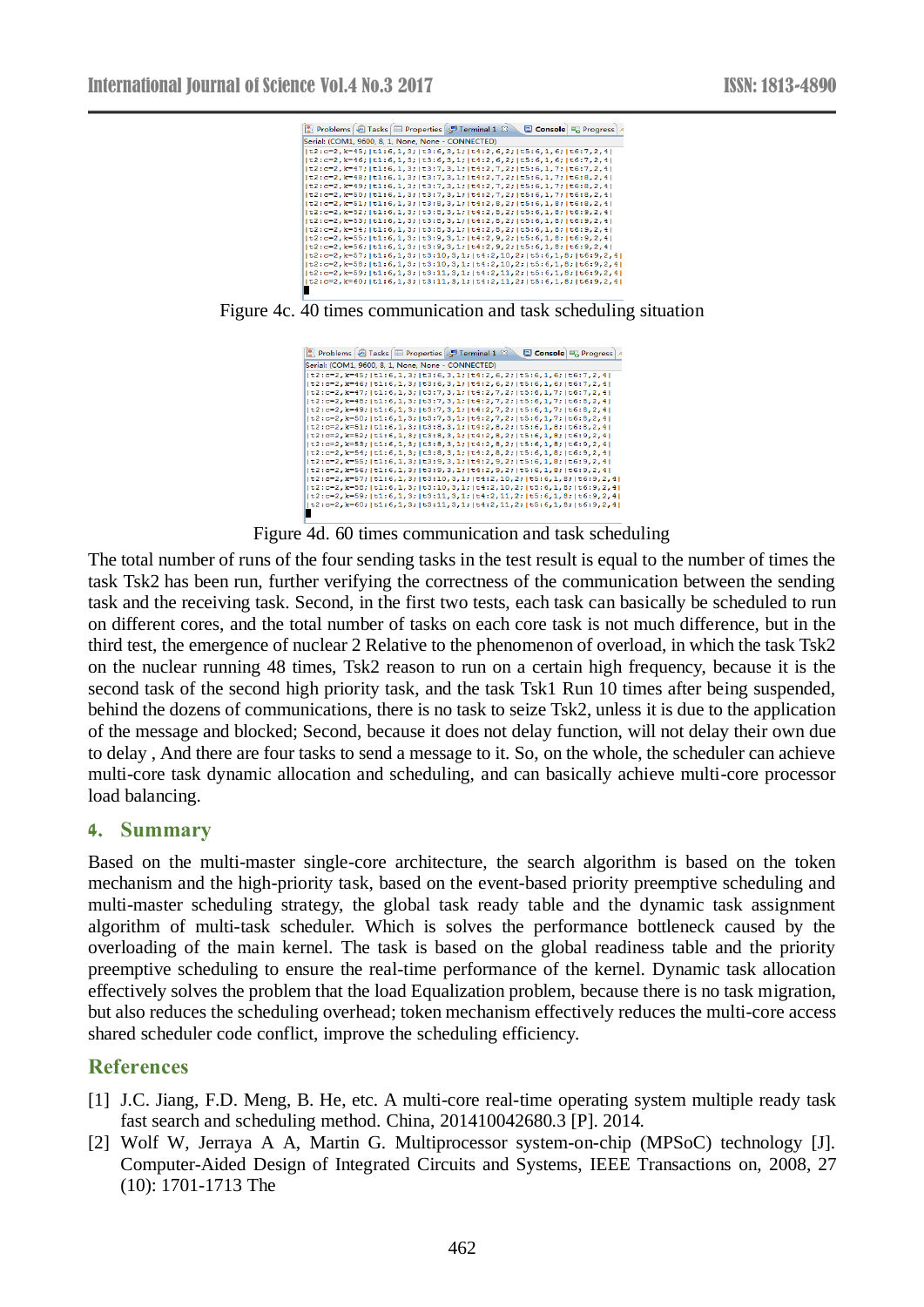Figure 4c. 40 times communication and task scheduling situation

Figure 4d. 60 times communication and task scheduling

The total number of runs of the four sending tasks in the test result is equal to the number of times the task Tsk2 has been run, further verifying the correctness of the communication between the sending task and the receiving task. Second, in the first two tests, each task can basically be scheduled to run on different cores, and the total number of tasks on each core task is not much difference, but in the third test, the emergence of nuclear 2 Relative to the phenomenon of overload, in which the task Tsk2 on the nuclear running 48 times, Tsk2 reason to run on a certain high frequency, because it is the second task of the second high priority task, and the task Tsk1 Run 10 times after being suspended, behind the dozens of communications, there is no task to seize Tsk2, unless it is due to the application of the message and blocked; Second, because it does not delay function, will not delay their own due to delay , And there are four tasks to send a message to it. So, on the whole, the scheduler can achieve multi-core task dynamic allocation and scheduling, and can basically achieve multi-core processor load balancing.

## 4. Summary

Based on the multi-master single-core architecture, the search algorithm is based on the token mechanism and the high-priority task, based on the event-based priority preemptive scheduling and multi-master scheduling strategy, the global task ready table and the dynamic task assignment algorithm of multi-task scheduler. Which is solves the performance bottleneck caused by the overloading of the main kernel. The task is based on the global readiness table and the priority preemptive scheduling to ensure the real-time performance of the kernel. Dynamic task allocation effectively solves the problem that the load Equalization problem, because there is no task migration, but also reduces the scheduling overhead; token mechanism effectively reduces the multi-core access shared scheduler code conflict, improve the scheduling efficiency.

## References

[1] J.C. Jiang, F.D. Meng, B. He, etc. A multi-core real-time operating system multiple ready task fast search and scheduling method. China, 201410042680.3 [P]. 2014.

[2] Wolf W, Jerraya A A, Martin G. Multiprocessor system-on-chip (MPSoC) technology [J]. Computer-Aided Design of Integrated Circuits and Systems, IEEE Transactions on, 2008, 27 (10): 1701-1713 The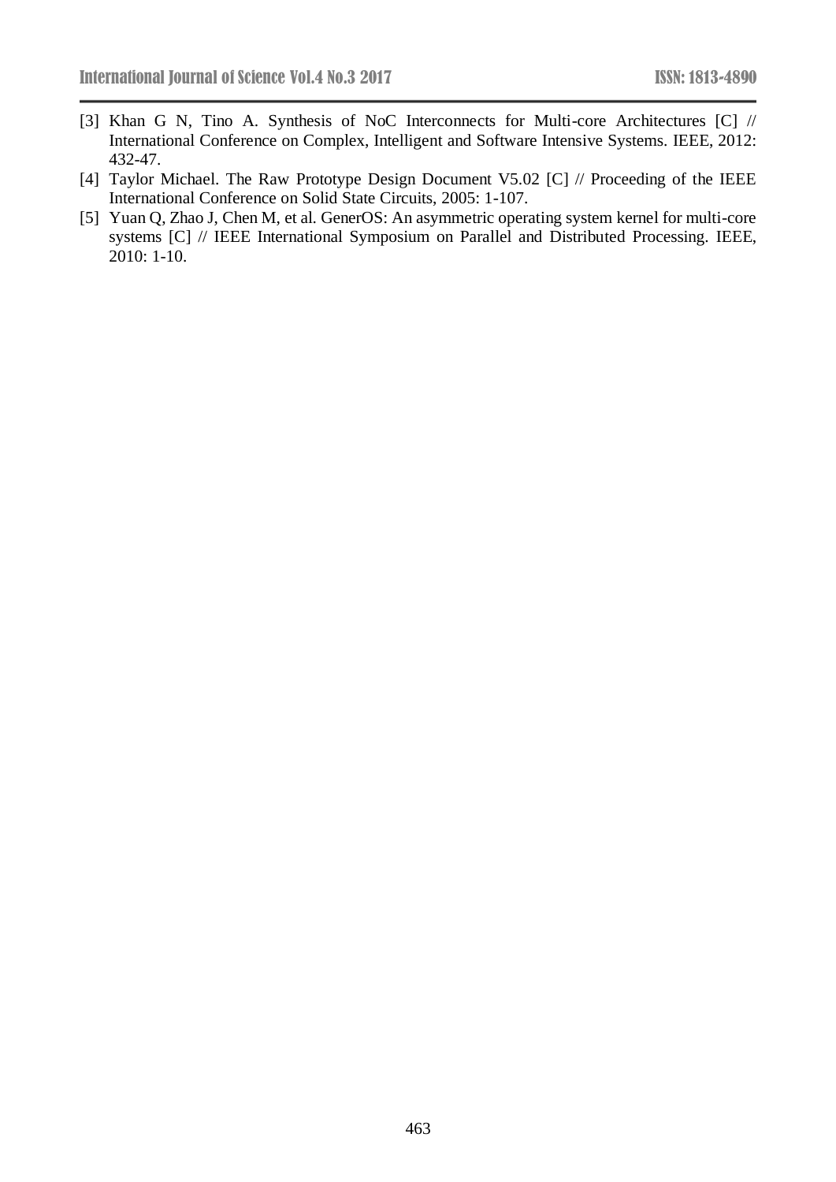[3] Khan G N, Tino A. Synthesis of NoC Interconnects for Multi-core Architectures [C] // International Conference on Complex, Intelligent and Software Intensive Systems. IEEE, 2012: 432-47.

[4] Taylor Michael. The Raw Prototype Design Document V5.02 [C] // Proceeding of the IEEE International Conference on Solid State Circuits, 2005: 1-107.

[5] Yuan Q, Zhao J, Chen M, et al. GenerOS: An asymmetric operating system kernel for multi-core systems [C] // IEEE International Symposium on Parallel and Distributed Processing. IEEE, 2010: 1-10.